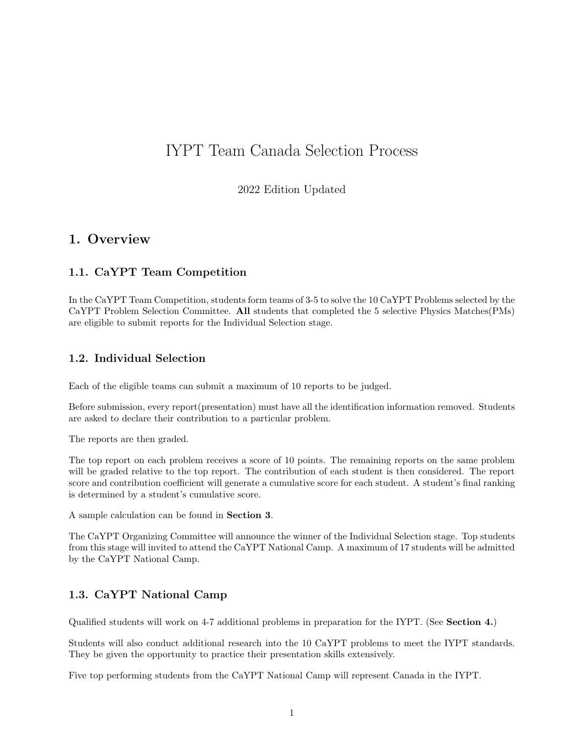# IYPT Team Canada Selection Process

2022 Edition Updated

## 1. Overview

### 1.1. CaYPT Team Competition

In the CaYPT Team Competition, students form teams of 3-5 to solve the 10 CaYPT Problems selected by the CaYPT Problem Selection Committee. **All** students that completed the 5 selective Physics Matches(PMs) are eligible to submit reports for the Individual Selection stage.

### 1.2. Individual Selection

Each of the eligible teams can submit a maximum of 10 reports to be judged.

Before submission, every report(presentation) must have all the identification information removed. Students are asked to declare their contribution to a particular problem.

The reports are then graded.

The top report on each problem receives a score of 10 points. The remaining reports on the same problem will be graded relative to the top report. The contribution of each student is then considered. The report score and contribution coefficient will generate a cumulative score for each student. A student's final ranking is determined by a student's cumulative score.

A sample calculation can be found in **Section 3**.

The CaYPT Organizing Committee will announce the winner of the Individual Selection stage. Top students from this stage will invited to attend the CaYPT National Camp. A maximum of 17 students will be admitted by the CaYPT National Camp.

### 1.3. CaYPT National Camp

Qualified students will work on 4-7 additional problems in preparation for the IYPT. (See **Section 4.**)

Students will also conduct additional research into the 10 CaYPT problems to meet the IYPT standards. They be given the opportunity to practice their presentation skills extensively.

Five top performing students from the CaYPT National Camp will represent Canada in the IYPT.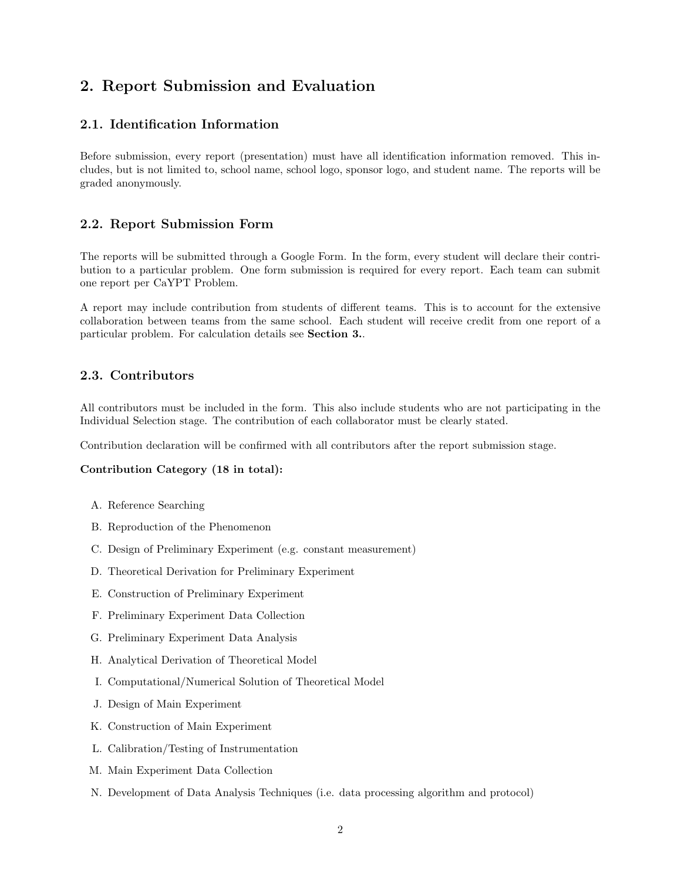# 2. Report Submission and Evaluation

## 2.1. Identification Information

Before submission, every report (presentation) must have all identification information removed. This includes, but is not limited to, school name, school logo, sponsor logo, and student name. The reports will be graded anonymously.

## 2.2. Report Submission Form

The reports will be submitted through a Google Form. In the form, every student will declare their contribution to a particular problem. One form submission is required for every report. Each team can submit one report per CaYPT Problem.

A report may include contribution from students of different teams. This is to account for the extensive collaboration between teams from the same school. Each student will receive credit from one report of a particular problem. For calculation details see **Section 3.**.

## 2.3. Contributors

All contributors must be included in the form. This also include students who are not participating in the Individual Selection stage. The contribution of each collaborator must be clearly stated.

Contribution declaration will be confirmed with all contributors after the report submission stage.

**Contribution Category (18 in total):**

A. Reference Searching

B. Reproduction of the Phenomenon

C. Design of Preliminary Experiment (e.g. constant measurement)

D. Theoretical Derivation for Preliminary Experiment

E. Construction of Preliminary Experiment

F. Preliminary Experiment Data Collection

G. Preliminary Experiment Data Analysis

H. Analytical Derivation of Theoretical Model

I. Computational/Numerical Solution of Theoretical Model

J. Design of Main Experiment

K. Construction of Main Experiment

L. Calibration/Testing of Instrumentation

M. Main Experiment Data Collection

N. Development of Data Analysis Techniques (i.e. data processing algorithm and protocol)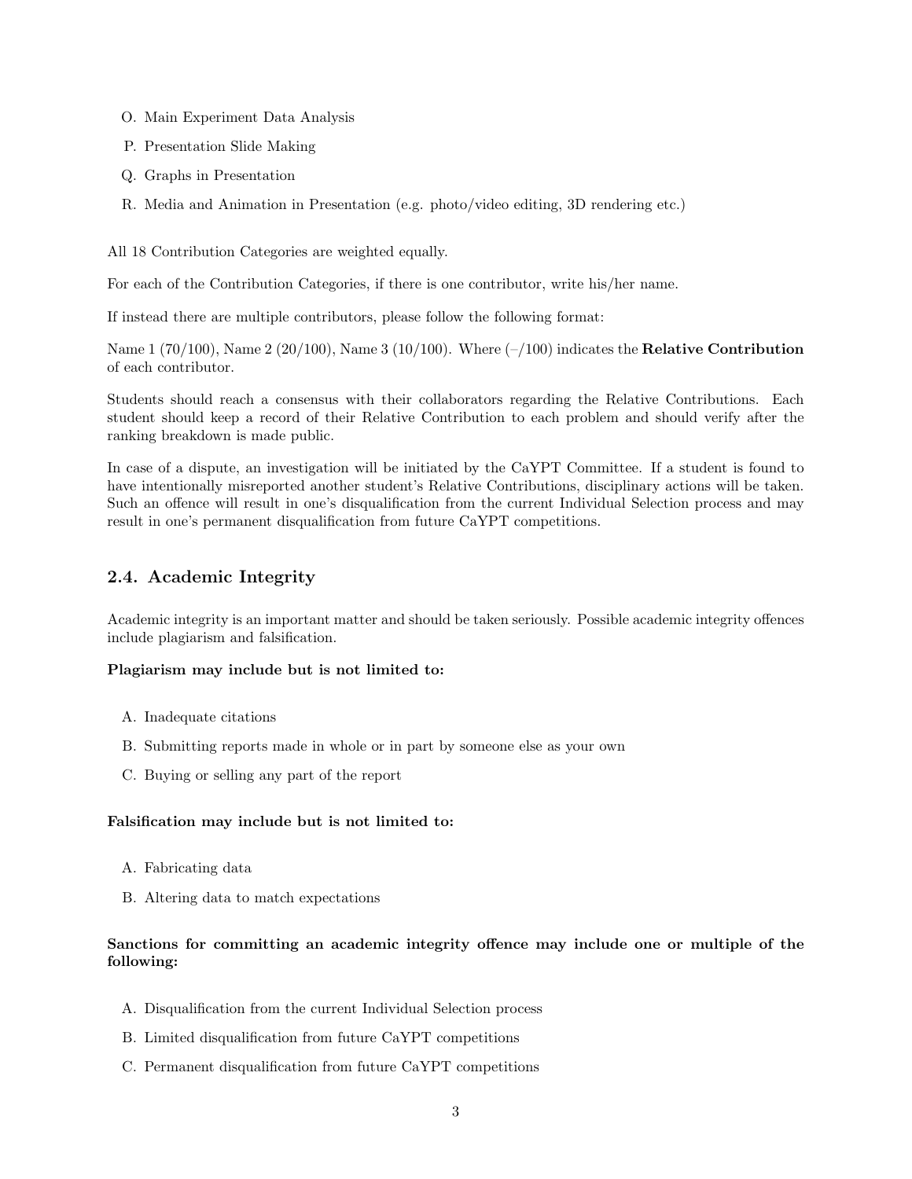O. Main Experiment Data Analysis

P. Presentation Slide Making

Q. Graphs in Presentation

R. Media and Animation in Presentation (e.g. photo/video editing, 3D rendering etc.)

All 18 Contribution Categories are weighted equally.

For each of the Contribution Categories, if there is one contributor, write his/her name.

If instead there are multiple contributors, please follow the following format:

Name 1 (70/100), Name 2 (20/100), Name 3 (10/100). Where (–/100) indicates the **Relative Contribution** of each contributor.

Students should reach a consensus with their collaborators regarding the Relative Contributions. Each student should keep a record of their Relative Contribution to each problem and should verify after the ranking breakdown is made public.

In case of a dispute, an investigation will be initiated by the CaYPT Committee. If a student is found to have intentionally misreported another student's Relative Contributions, disciplinary actions will be taken. Such an offence will result in one's disqualification from the current Individual Selection process and may result in one's permanent disqualification from future CaYPT competitions.

## 2.4. Academic Integrity

Academic integrity is an important matter and should be taken seriously. Possible academic integrity offences include plagiarism and falsification.

**Plagiarism may include but is not limited to:**

A. Inadequate citations

B. Submitting reports made in whole or in part by someone else as your own

C. Buying or selling any part of the report

**Falsification may include but is not limited to:**

A. Fabricating data

B. Altering data to match expectations

**Sanctions for committing an academic integrity offence may include one or multiple of the following:**

A. Disqualification from the current Individual Selection process

B. Limited disqualification from future CaYPT competitions

C. Permanent disqualification from future CaYPT competitions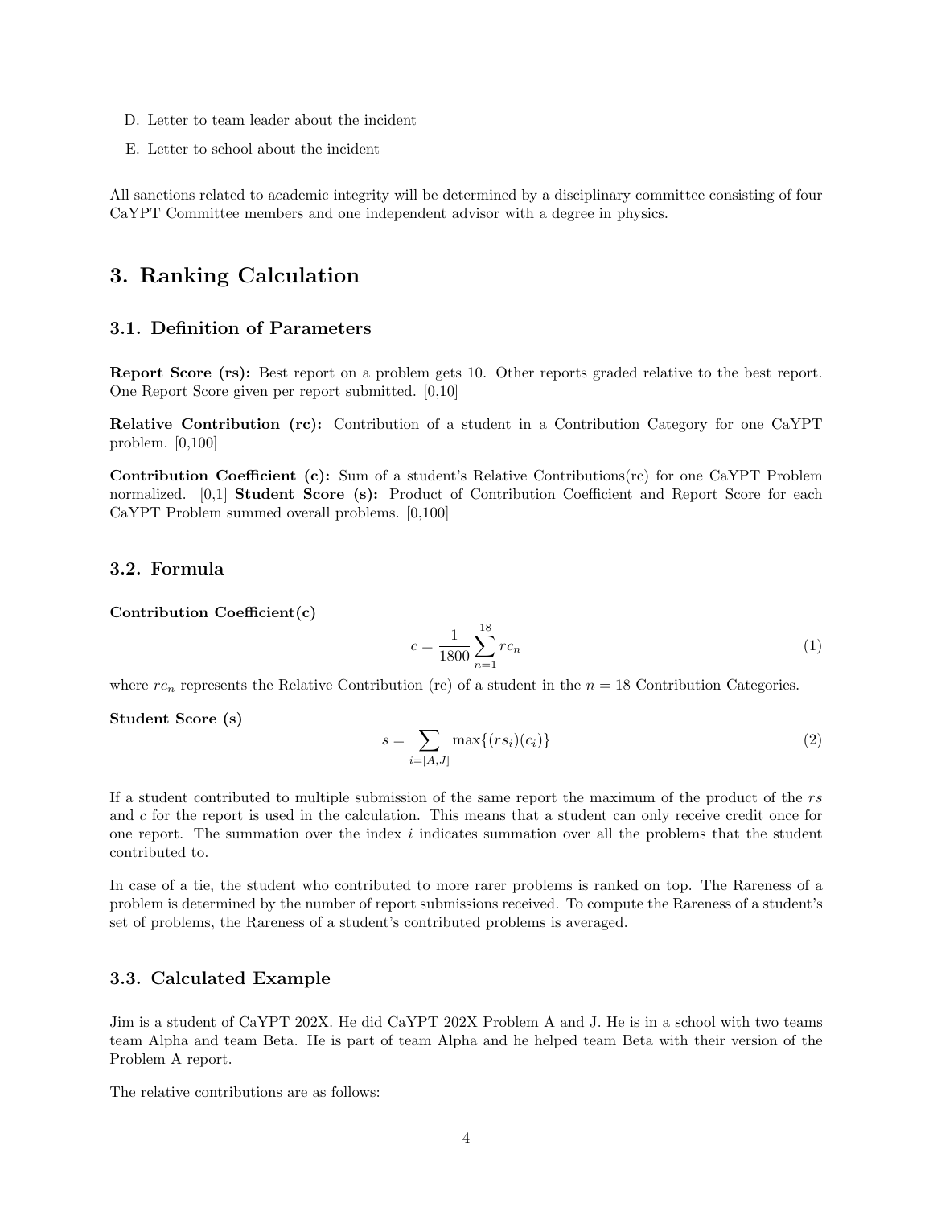D. Letter to team leader about the incident

E. Letter to school about the incident

All sanctions related to academic integrity will be determined by a disciplinary committee consisting of four CaYPT Committee members and one independent advisor with a degree in physics.

# 3. Ranking Calculation

## 3.1. Definition of Parameters

**Report Score (rs):** Best report on a problem gets 10. Other reports graded relative to the best report. One Report Score given per report submitted. [0,10]

**Relative Contribution (rc):** Contribution of a student in a Contribution Category for one CaYPT problem. [0,100]

**Contribution Coefficient (c):** Sum of a student's Relative Contributions(rc) for one CaYPT Problem normalized. [0,1] **Student Score (s):** Product of Contribution Coefficient and Report Score for each CaYPT Problem summed overall problems. [0,100]

## 3.2. Formula

**Contribution Coefficient(c)**

$$c = \frac{1}{1800} \sum_{n=1}^{18} rc_n \tag{1}$$

where $rc_n$ represents the Relative Contribution (rc) of a student in the $n = 18$ Contribution Categories.

**Student Score (s)**

$$s = \sum_{i=[A,J]} \max\{(rs_i)(c_i)\} \tag{2}$$

If a student contributed to multiple submission of the same report the maximum of the product of the $rs$ and $c$ for the report is used in the calculation. This means that a student can only receive credit once for one report. The summation over the index $i$ indicates summation over all the problems that the student contributed to.

In case of a tie, the student who contributed to more rarer problems is ranked on top. The Rareness of a problem is determined by the number of report submissions received. To compute the Rareness of a student's set of problems, the Rareness of a student's contributed problems is averaged.

## 3.3. Calculated Example

Jim is a student of CaYPT 202X. He did CaYPT 202X Problem A and J. He is in a school with two teams team Alpha and team Beta. He is part of team Alpha and he helped team Beta with their version of the Problem A report.

The relative contributions are as follows: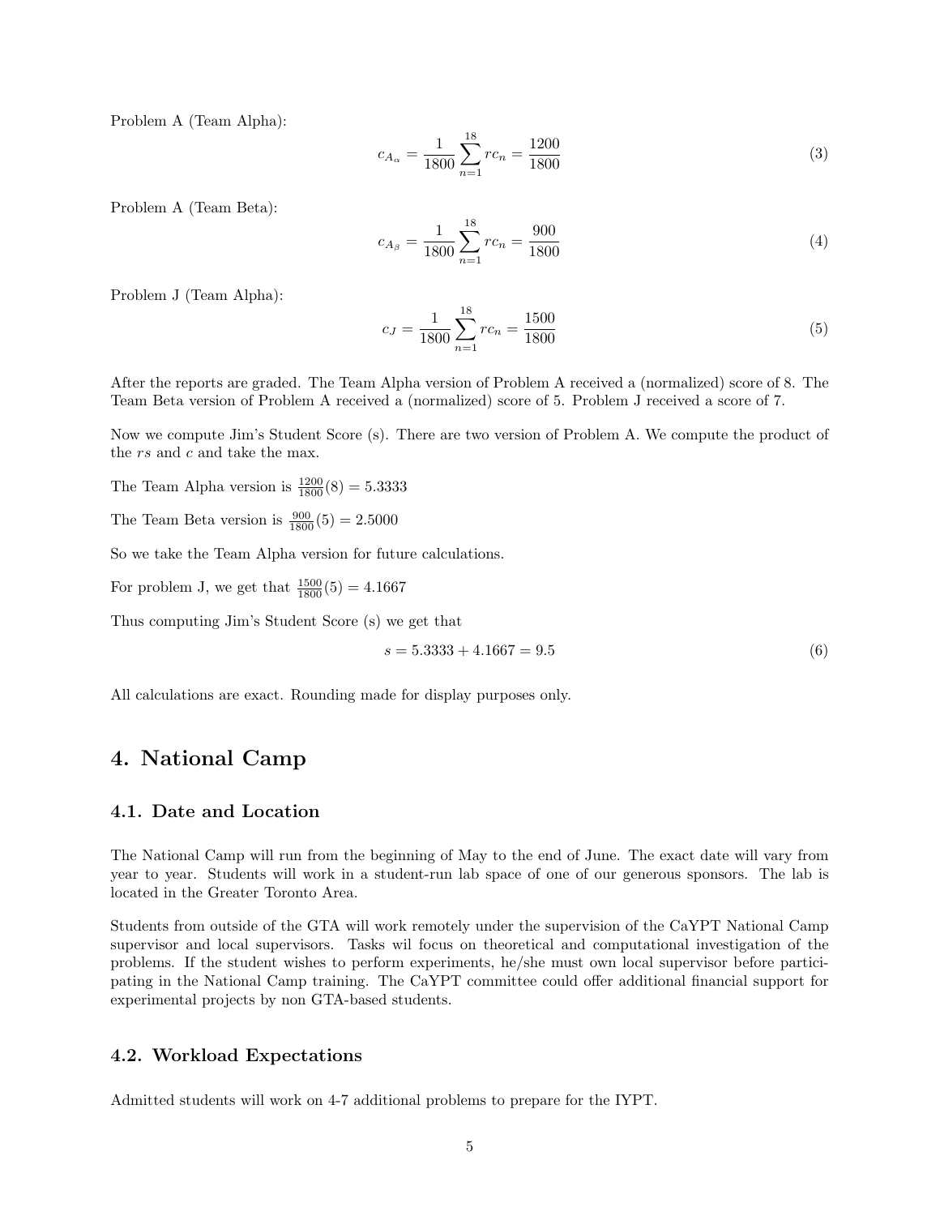Problem A (Team Alpha):

$$c_{A_\alpha} = \frac{1}{1800} \sum_{n=1}^{18} rc_n = \frac{1200}{1800} \tag{3}$$

Problem A (Team Beta):

$$c_{A_\beta} = \frac{1}{1800} \sum_{n=1}^{18} rc_n = \frac{900}{1800} \tag{4}$$

Problem J (Team Alpha):

$$c_J = \frac{1}{1800} \sum_{n=1}^{18} rc_n = \frac{1500}{1800} \tag{5}$$

After the reports are graded. The Team Alpha version of Problem A received a (normalized) score of 8. The Team Beta version of Problem A received a (normalized) score of 5. Problem J received a score of 7.

Now we compute Jim's Student Score (s). There are two version of Problem A. We compute the product of the $rs$ and $c$ and take the max.

The Team Alpha version is $\frac{1200}{1800}(8) = 5.3333$

The Team Beta version is $\frac{900}{1800}(5) = 2.5000$

So we take the Team Alpha version for future calculations.

For problem J, we get that $\frac{1500}{1800}(5) = 4.1667$

Thus computing Jim's Student Score (s) we get that

$$s = 5.3333 + 4.1667 = 9.5 \tag{6}$$

All calculations are exact. Rounding made for display purposes only.

# 4. National Camp

## 4.1. Date and Location

The National Camp will run from the beginning of May to the end of June. The exact date will vary from year to year. Students will work in a student-run lab space of one of our generous sponsors. The lab is located in the Greater Toronto Area.

Students from outside of the GTA will work remotely under the supervision of the CaYPT National Camp supervisor and local supervisors. Tasks wil focus on theoretical and computational investigation of the problems. If the student wishes to perform experiments, he/she must own local supervisor before participating in the National Camp training. The CaYPT committee could offer additional financial support for experimental projects by non GTA-based students.

## 4.2. Workload Expectations

Admitted students will work on 4-7 additional problems to prepare for the IYPT.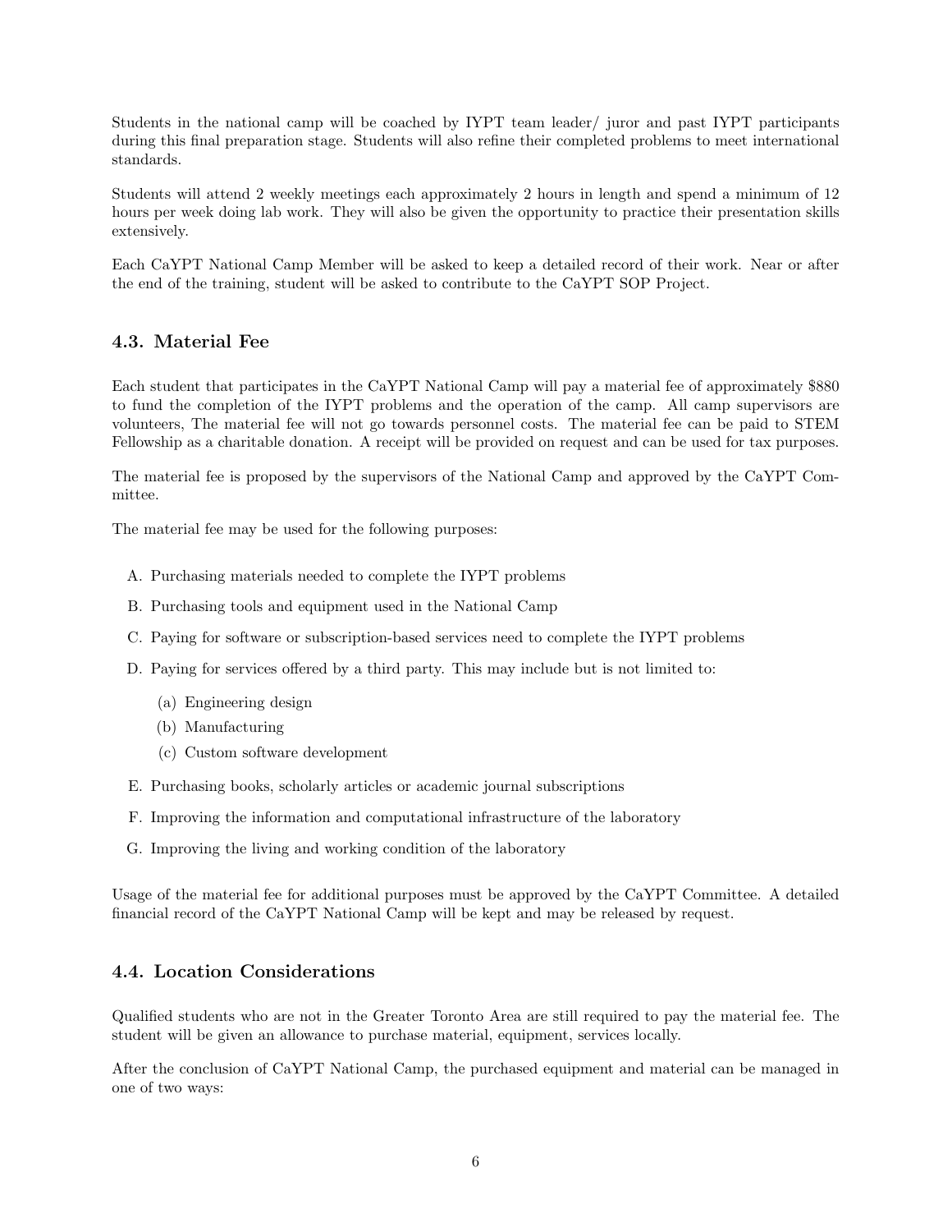Students in the national camp will be coached by IYPT team leader/ juror and past IYPT participants during this final preparation stage. Students will also refine their completed problems to meet international standards.

Students will attend 2 weekly meetings each approximately 2 hours in length and spend a minimum of 12 hours per week doing lab work. They will also be given the opportunity to practice their presentation skills extensively.

Each CaYPT National Camp Member will be asked to keep a detailed record of their work. Near or after the end of the training, student will be asked to contribute to the CaYPT SOP Project.

### 4.3. Material Fee

Each student that participates in the CaYPT National Camp will pay a material fee of approximately $880 to fund the completion of the IYPT problems and the operation of the camp. All camp supervisors are volunteers, The material fee will not go towards personnel costs. The material fee can be paid to STEM Fellowship as a charitable donation. A receipt will be provided on request and can be used for tax purposes.

The material fee is proposed by the supervisors of the National Camp and approved by the CaYPT Committee.

The material fee may be used for the following purposes:

A. Purchasing materials needed to complete the IYPT problems

B. Purchasing tools and equipment used in the National Camp

C. Paying for software or subscription-based services need to complete the IYPT problems

D. Paying for services offered by a third party. This may include but is not limited to:
   (a) Engineering design
   (b) Manufacturing
   (c) Custom software development

E. Purchasing books, scholarly articles or academic journal subscriptions

F. Improving the information and computational infrastructure of the laboratory

G. Improving the living and working condition of the laboratory

Usage of the material fee for additional purposes must be approved by the CaYPT Committee. A detailed financial record of the CaYPT National Camp will be kept and may be released by request.

### 4.4. Location Considerations

Qualified students who are not in the Greater Toronto Area are still required to pay the material fee. The student will be given an allowance to purchase material, equipment, services locally.

After the conclusion of CaYPT National Camp, the purchased equipment and material can be managed in one of two ways: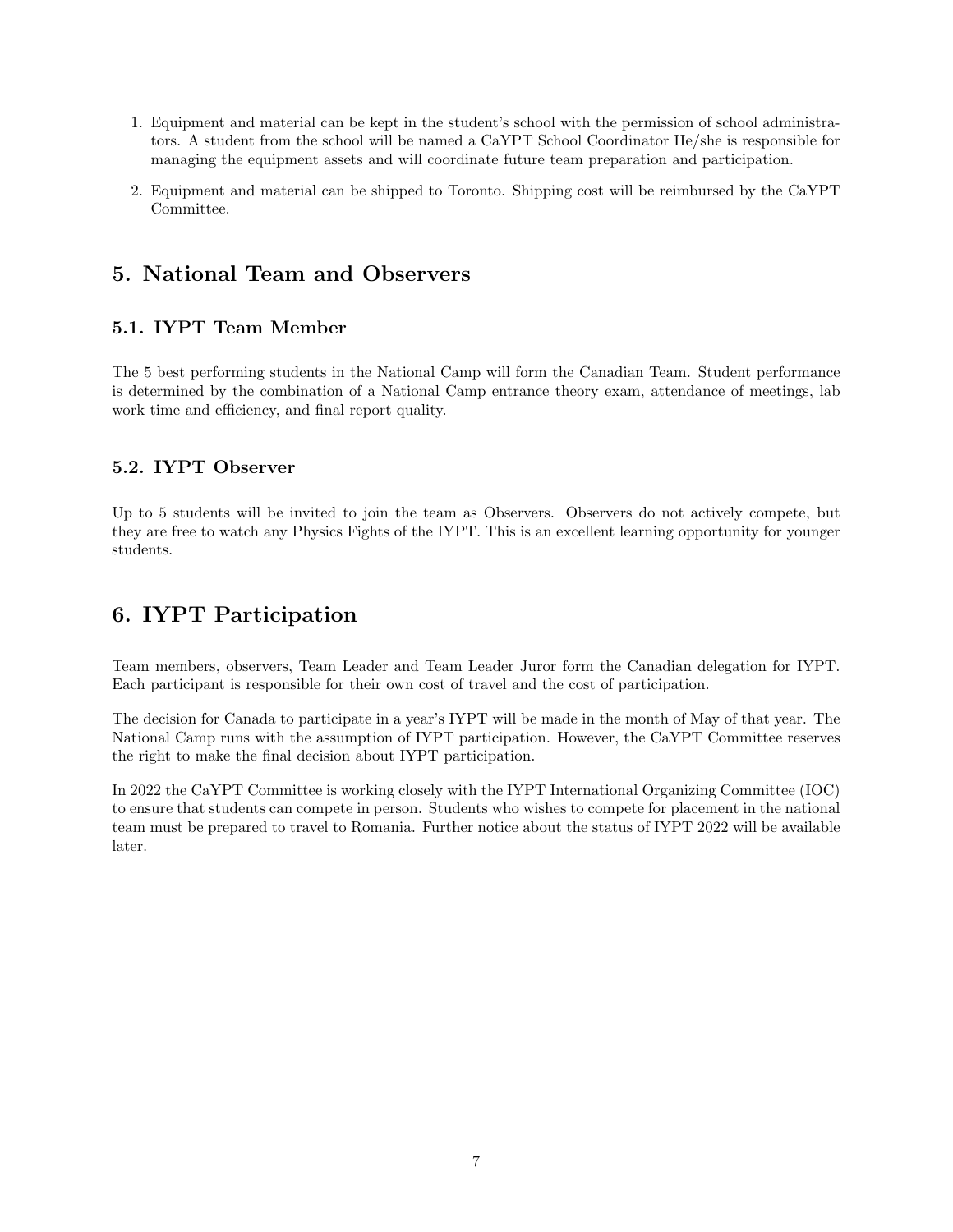1. Equipment and material can be kept in the student's school with the permission of school administrators. A student from the school will be named a CaYPT School Coordinator He/she is responsible for managing the equipment assets and will coordinate future team preparation and participation.
2. Equipment and material can be shipped to Toronto. Shipping cost will be reimbursed by the CaYPT Committee.

## 5. National Team and Observers

### 5.1. IYPT Team Member

The 5 best performing students in the National Camp will form the Canadian Team. Student performance is determined by the combination of a National Camp entrance theory exam, attendance of meetings, lab work time and efficiency, and final report quality.

### 5.2. IYPT Observer

Up to 5 students will be invited to join the team as Observers. Observers do not actively compete, but they are free to watch any Physics Fights of the IYPT. This is an excellent learning opportunity for younger students.

## 6. IYPT Participation

Team members, observers, Team Leader and Team Leader Juror form the Canadian delegation for IYPT. Each participant is responsible for their own cost of travel and the cost of participation.

The decision for Canada to participate in a year's IYPT will be made in the month of May of that year. The National Camp runs with the assumption of IYPT participation. However, the CaYPT Committee reserves the right to make the final decision about IYPT participation.

In 2022 the CaYPT Committee is working closely with the IYPT International Organizing Committee (IOC) to ensure that students can compete in person. Students who wishes to compete for placement in the national team must be prepared to travel to Romania. Further notice about the status of IYPT 2022 will be available later.